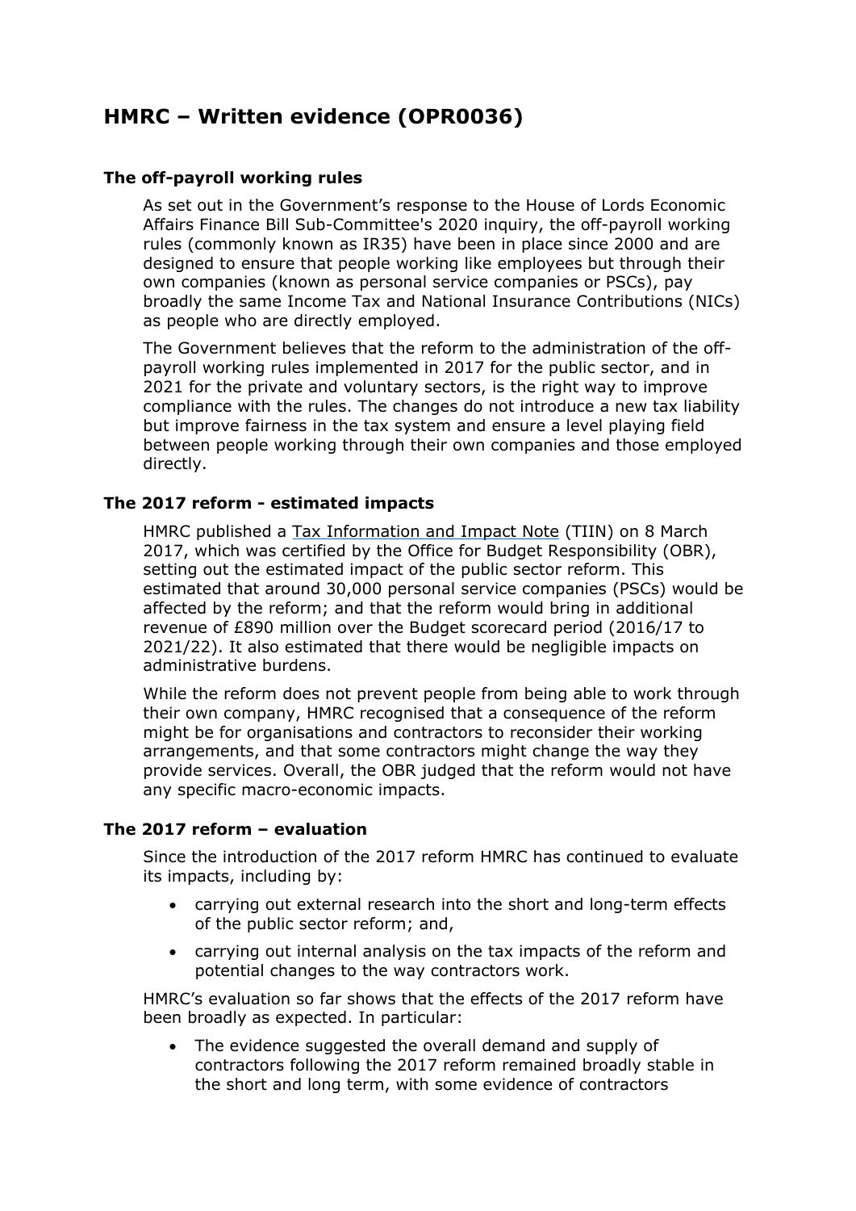# HMRC – Written evidence (OPR0036)

### The off-payroll working rules

As set out in the Government's response to the House of Lords Economic Affairs Finance Bill Sub-Committee's 2020 inquiry, the off-payroll working rules (commonly known as IR35) have been in place since 2000 and are designed to ensure that people working like employees but through their own companies (known as personal service companies or PSCs), pay broadly the same Income Tax and National Insurance Contributions (NICs) as people who are directly employed.

The Government believes that the reform to the administration of the off-payroll working rules implemented in 2017 for the public sector, and in 2021 for the private and voluntary sectors, is the right way to improve compliance with the rules. The changes do not introduce a new tax liability but improve fairness in the tax system and ensure a level playing field between people working through their own companies and those employed directly.

### The 2017 reform - estimated impacts

HMRC published a Tax Information and Impact Note (TIIN) on 8 March 2017, which was certified by the Office for Budget Responsibility (OBR), setting out the estimated impact of the public sector reform. This estimated that around 30,000 personal service companies (PSCs) would be affected by the reform; and that the reform would bring in additional revenue of £890 million over the Budget scorecard period (2016/17 to 2021/22). It also estimated that there would be negligible impacts on administrative burdens.

While the reform does not prevent people from being able to work through their own company, HMRC recognised that a consequence of the reform might be for organisations and contractors to reconsider their working arrangements, and that some contractors might change the way they provide services. Overall, the OBR judged that the reform would not have any specific macro-economic impacts.

### The 2017 reform – evaluation

Since the introduction of the 2017 reform HMRC has continued to evaluate its impacts, including by:

- carrying out external research into the short and long-term effects of the public sector reform; and,
- carrying out internal analysis on the tax impacts of the reform and potential changes to the way contractors work.

HMRC's evaluation so far shows that the effects of the 2017 reform have been broadly as expected. In particular:

- The evidence suggested the overall demand and supply of contractors following the 2017 reform remained broadly stable in the short and long term, with some evidence of contractors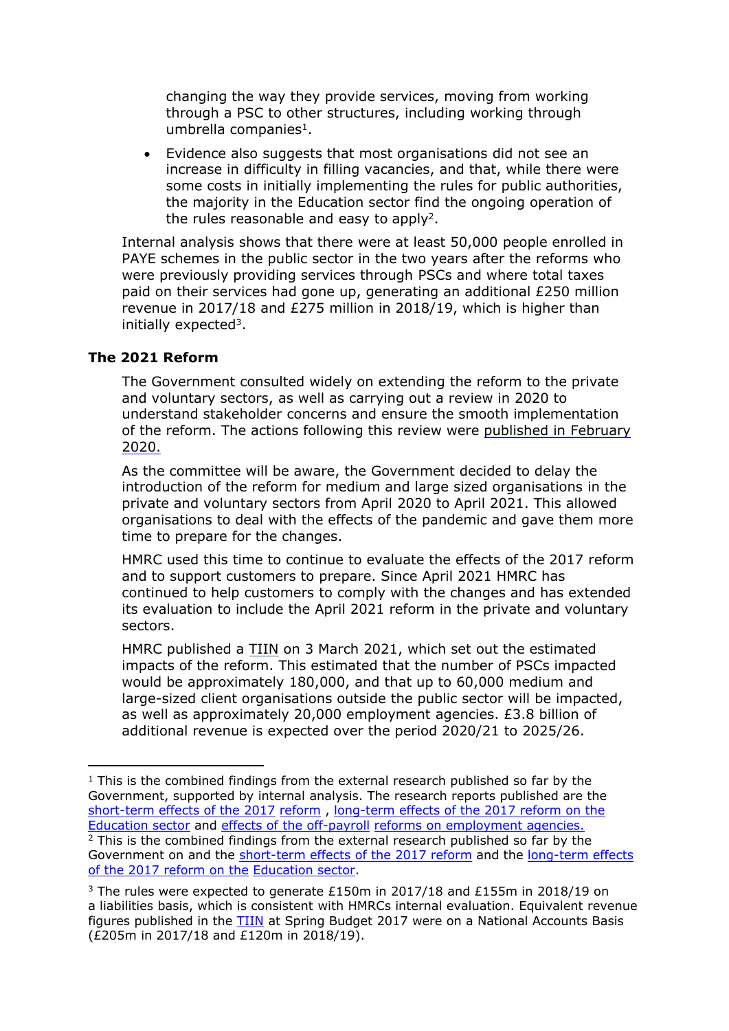changing the way they provide services, moving from working through a PSC to other structures, including working through umbrella companies[1].

- Evidence also suggests that most organisations did not see an increase in difficulty in filling vacancies, and that, while there were some costs in initially implementing the rules for public authorities, the majority in the Education sector find the ongoing operation of the rules reasonable and easy to apply[2].

Internal analysis shows that there were at least 50,000 people enrolled in PAYE schemes in the public sector in the two years after the reforms who were previously providing services through PSCs and where total taxes paid on their services had gone up, generating an additional £250 million revenue in 2017/18 and £275 million in 2018/19, which is higher than initially expected[3].

**The 2021 Reform**

The Government consulted widely on extending the reform to the private and voluntary sectors, as well as carrying out a review in 2020 to understand stakeholder concerns and ensure the smooth implementation of the reform. The actions following this review were published in February 2020.

As the committee will be aware, the Government decided to delay the introduction of the reform for medium and large sized organisations in the private and voluntary sectors from April 2020 to April 2021. This allowed organisations to deal with the effects of the pandemic and gave them more time to prepare for the changes.

HMRC used this time to continue to evaluate the effects of the 2017 reform and to support customers to prepare. Since April 2021 HMRC has continued to help customers to comply with the changes and has extended its evaluation to include the April 2021 reform in the private and voluntary sectors.

HMRC published a TIIN on 3 March 2021, which set out the estimated impacts of the reform. This estimated that the number of PSCs impacted would be approximately 180,000, and that up to 60,000 medium and large-sized client organisations outside the public sector will be impacted, as well as approximately 20,000 employment agencies. £3.8 billion of additional revenue is expected over the period 2020/21 to 2025/26.

---

[1] This is the combined findings from the external research published so far by the Government, supported by internal analysis. The research reports published are the short-term effects of the 2017 reform , long-term effects of the 2017 reform on the Education sector and effects of the off-payroll reforms on employment agencies.

[2] This is the combined findings from the external research published so far by the Government on and the short-term effects of the 2017 reform and the long-term effects of the 2017 reform on the Education sector.

[3] The rules were expected to generate £150m in 2017/18 and £155m in 2018/19 on a liabilities basis, which is consistent with HMRCs internal evaluation. Equivalent revenue figures published in the TIIN at Spring Budget 2017 were on a National Accounts Basis (£205m in 2017/18 and £120m in 2018/19).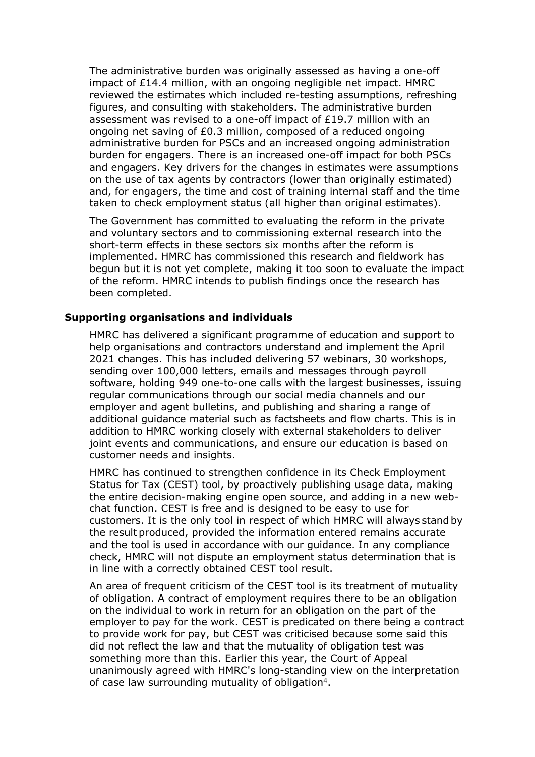The administrative burden was originally assessed as having a one-off impact of £14.4 million, with an ongoing negligible net impact. HMRC reviewed the estimates which included re-testing assumptions, refreshing figures, and consulting with stakeholders. The administrative burden assessment was revised to a one-off impact of £19.7 million with an ongoing net saving of £0.3 million, composed of a reduced ongoing administrative burden for PSCs and an increased ongoing administration burden for engagers. There is an increased one-off impact for both PSCs and engagers. Key drivers for the changes in estimates were assumptions on the use of tax agents by contractors (lower than originally estimated) and, for engagers, the time and cost of training internal staff and the time taken to check employment status (all higher than original estimates).

The Government has committed to evaluating the reform in the private and voluntary sectors and to commissioning external research into the short-term effects in these sectors six months after the reform is implemented. HMRC has commissioned this research and fieldwork has begun but it is not yet complete, making it too soon to evaluate the impact of the reform. HMRC intends to publish findings once the research has been completed.

**Supporting organisations and individuals**

HMRC has delivered a significant programme of education and support to help organisations and contractors understand and implement the April 2021 changes. This has included delivering 57 webinars, 30 workshops, sending over 100,000 letters, emails and messages through payroll software, holding 949 one-to-one calls with the largest businesses, issuing regular communications through our social media channels and our employer and agent bulletins, and publishing and sharing a range of additional guidance material such as factsheets and flow charts. This is in addition to HMRC working closely with external stakeholders to deliver joint events and communications, and ensure our education is based on customer needs and insights.

HMRC has continued to strengthen confidence in its Check Employment Status for Tax (CEST) tool, by proactively publishing usage data, making the entire decision-making engine open source, and adding in a new web-chat function. CEST is free and is designed to be easy to use for customers. It is the only tool in respect of which HMRC will always stand by the result produced, provided the information entered remains accurate and the tool is used in accordance with our guidance. In any compliance check, HMRC will not dispute an employment status determination that is in line with a correctly obtained CEST tool result.

An area of frequent criticism of the CEST tool is its treatment of mutuality of obligation. A contract of employment requires there to be an obligation on the individual to work in return for an obligation on the part of the employer to pay for the work. CEST is predicated on there being a contract to provide work for pay, but CEST was criticised because some said this did not reflect the law and that the mutuality of obligation test was something more than this. Earlier this year, the Court of Appeal unanimously agreed with HMRC's long-standing view on the interpretation of case law surrounding mutuality of obligation[4].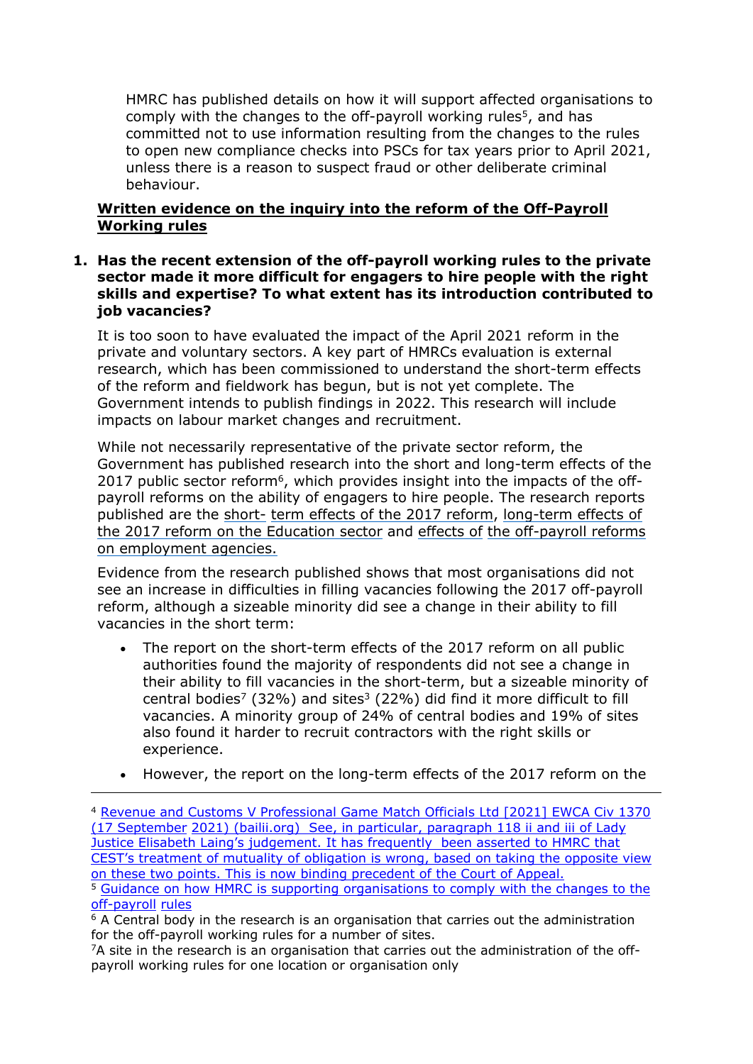HMRC has published details on how it will support affected organisations to comply with the changes to the off-payroll working rules[5], and has committed not to use information resulting from the changes to the rules to open new compliance checks into PSCs for tax years prior to April 2021, unless there is a reason to suspect fraud or other deliberate criminal behaviour.

**Written evidence on the inquiry into the reform of the Off-Payroll Working rules**

1. **Has the recent extension of the off-payroll working rules to the private sector made it more difficult for engagers to hire people with the right skills and expertise? To what extent has its introduction contributed to job vacancies?**

   It is too soon to have evaluated the impact of the April 2021 reform in the private and voluntary sectors. A key part of HMRCs evaluation is external research, which has been commissioned to understand the short-term effects of the reform and fieldwork has begun, but is not yet complete. The Government intends to publish findings in 2022. This research will include impacts on labour market changes and recruitment.

   While not necessarily representative of the private sector reform, the Government has published research into the short and long-term effects of the 2017 public sector reform[6], which provides insight into the impacts of the off-payroll reforms on the ability of engagers to hire people. The research reports published are the short- term effects of the 2017 reform, long-term effects of the 2017 reform on the Education sector and effects of the off-payroll reforms on employment agencies.

   Evidence from the research published shows that most organisations did not see an increase in difficulties in filling vacancies following the 2017 off-payroll reform, although a sizeable minority did see a change in their ability to fill vacancies in the short term:

   - The report on the short-term effects of the 2017 reform on all public authorities found the majority of respondents did not see a change in their ability to fill vacancies in the short-term, but a sizeable minority of central bodies[7] (32%) and sites[3] (22%) did find it more difficult to fill vacancies. A minority group of 24% of central bodies and 19% of sites also found it harder to recruit contractors with the right skills or experience.
   - However, the report on the long-term effects of the 2017 reform on the

---

[4] Revenue and Customs V Professional Game Match Officials Ltd [2021] EWCA Civ 1370 (17 September 2021) (bailii.org) See, in particular, paragraph 118 ii and iii of Lady Justice Elisabeth Laing's judgement. It has frequently been asserted to HMRC that CEST's treatment of mutuality of obligation is wrong, based on taking the opposite view on these two points. This is now binding precedent of the Court of Appeal.

[5] Guidance on how HMRC is supporting organisations to comply with the changes to the off-payroll rules

[6] A Central body in the research is an organisation that carries out the administration for the off-payroll working rules for a number of sites.

[7] A site in the research is an organisation that carries out the administration of the off-payroll working rules for one location or organisation only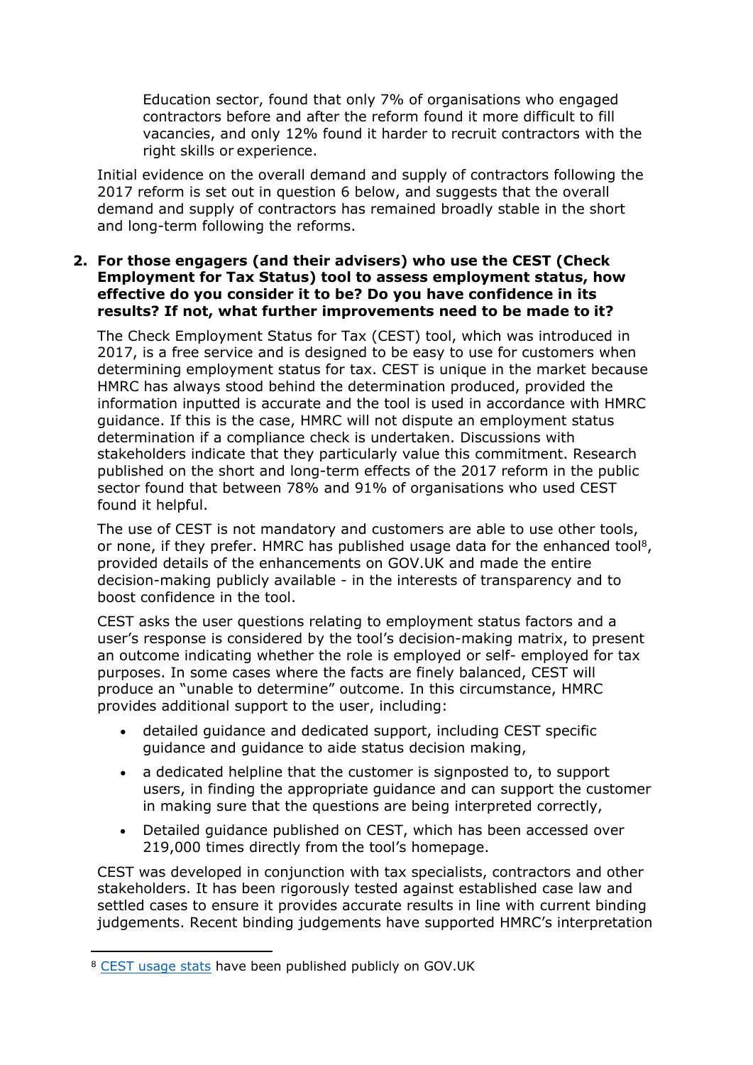Education sector, found that only 7% of organisations who engaged contractors before and after the reform found it more difficult to fill vacancies, and only 12% found it harder to recruit contractors with the right skills or experience.

Initial evidence on the overall demand and supply of contractors following the 2017 reform is set out in question 6 below, and suggests that the overall demand and supply of contractors has remained broadly stable in the short and long-term following the reforms.

2. **For those engagers (and their advisers) who use the CEST (Check Employment for Tax Status) tool to assess employment status, how effective do you consider it to be? Do you have confidence in its results? If not, what further improvements need to be made to it?**

The Check Employment Status for Tax (CEST) tool, which was introduced in 2017, is a free service and is designed to be easy to use for customers when determining employment status for tax. CEST is unique in the market because HMRC has always stood behind the determination produced, provided the information inputted is accurate and the tool is used in accordance with HMRC guidance. If this is the case, HMRC will not dispute an employment status determination if a compliance check is undertaken. Discussions with stakeholders indicate that they particularly value this commitment. Research published on the short and long-term effects of the 2017 reform in the public sector found that between 78% and 91% of organisations who used CEST found it helpful.

The use of CEST is not mandatory and customers are able to use other tools, or none, if they prefer. HMRC has published usage data for the enhanced tool[8], provided details of the enhancements on GOV.UK and made the entire decision-making publicly available - in the interests of transparency and to boost confidence in the tool.

CEST asks the user questions relating to employment status factors and a user's response is considered by the tool's decision-making matrix, to present an outcome indicating whether the role is employed or self- employed for tax purposes. In some cases where the facts are finely balanced, CEST will produce an "unable to determine" outcome. In this circumstance, HMRC provides additional support to the user, including:

- detailed guidance and dedicated support, including CEST specific guidance and guidance to aide status decision making,
- a dedicated helpline that the customer is signposted to, to support users, in finding the appropriate guidance and can support the customer in making sure that the questions are being interpreted correctly,
- Detailed guidance published on CEST, which has been accessed over 219,000 times directly from the tool's homepage.

CEST was developed in conjunction with tax specialists, contractors and other stakeholders. It has been rigorously tested against established case law and settled cases to ensure it provides accurate results in line with current binding judgements. Recent binding judgements have supported HMRC's interpretation

---

[8] CEST usage stats have been published publicly on GOV.UK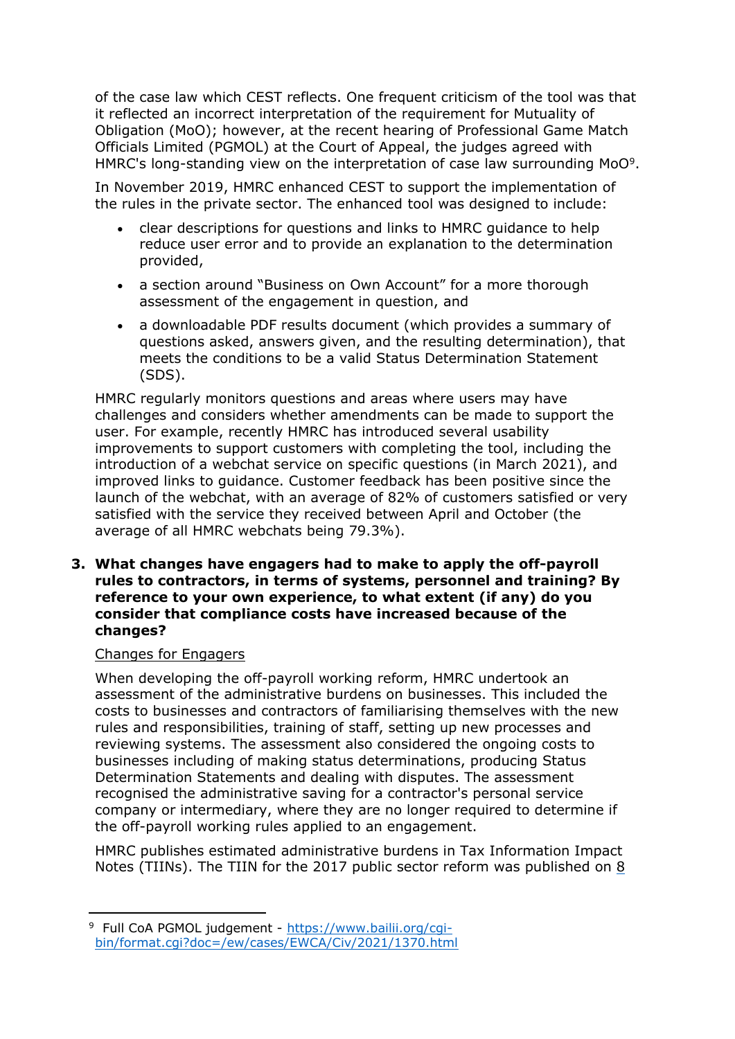of the case law which CEST reflects. One frequent criticism of the tool was that it reflected an incorrect interpretation of the requirement for Mutuality of Obligation (MoO); however, at the recent hearing of Professional Game Match Officials Limited (PGMOL) at the Court of Appeal, the judges agreed with HMRC's long-standing view on the interpretation of case law surrounding MoO[9].

In November 2019, HMRC enhanced CEST to support the implementation of the rules in the private sector. The enhanced tool was designed to include:

- clear descriptions for questions and links to HMRC guidance to help reduce user error and to provide an explanation to the determination provided,
- a section around "Business on Own Account" for a more thorough assessment of the engagement in question, and
- a downloadable PDF results document (which provides a summary of questions asked, answers given, and the resulting determination), that meets the conditions to be a valid Status Determination Statement (SDS).

HMRC regularly monitors questions and areas where users may have challenges and considers whether amendments can be made to support the user. For example, recently HMRC has introduced several usability improvements to support customers with completing the tool, including the introduction of a webchat service on specific questions (in March 2021), and improved links to guidance. Customer feedback has been positive since the launch of the webchat, with an average of 82% of customers satisfied or very satisfied with the service they received between April and October (the average of all HMRC webchats being 79.3%).

3. **What changes have engagers had to make to apply the off-payroll rules to contractors, in terms of systems, personnel and training? By reference to your own experience, to what extent (if any) do you consider that compliance costs have increased because of the changes?**

Changes for Engagers

When developing the off-payroll working reform, HMRC undertook an assessment of the administrative burdens on businesses. This included the costs to businesses and contractors of familiarising themselves with the new rules and responsibilities, training of staff, setting up new processes and reviewing systems. The assessment also considered the ongoing costs to businesses including of making status determinations, producing Status Determination Statements and dealing with disputes. The assessment recognised the administrative saving for a contractor's personal service company or intermediary, where they are no longer required to determine if the off-payroll working rules applied to an engagement.

HMRC publishes estimated administrative burdens in Tax Information Impact Notes (TIINs). The TIIN for the 2017 public sector reform was published on 8

---

[9] Full CoA PGMOL judgement - https://www.bailii.org/cgi-bin/format.cgi?doc=/ew/cases/EWCA/Civ/2021/1370.html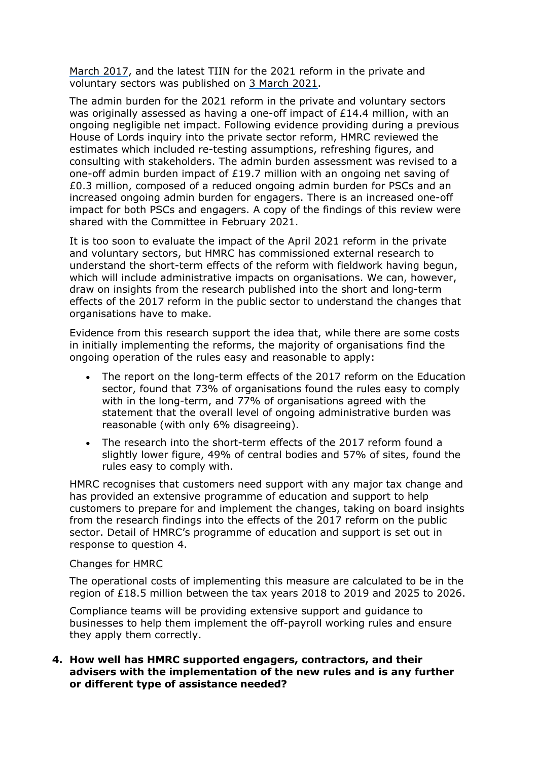March 2017, and the latest TIIN for the 2021 reform in the private and voluntary sectors was published on 3 March 2021.

The admin burden for the 2021 reform in the private and voluntary sectors was originally assessed as having a one-off impact of £14.4 million, with an ongoing negligible net impact. Following evidence providing during a previous House of Lords inquiry into the private sector reform, HMRC reviewed the estimates which included re-testing assumptions, refreshing figures, and consulting with stakeholders. The admin burden assessment was revised to a one-off admin burden impact of £19.7 million with an ongoing net saving of £0.3 million, composed of a reduced ongoing admin burden for PSCs and an increased ongoing admin burden for engagers. There is an increased one-off impact for both PSCs and engagers. A copy of the findings of this review were shared with the Committee in February 2021.

It is too soon to evaluate the impact of the April 2021 reform in the private and voluntary sectors, but HMRC has commissioned external research to understand the short-term effects of the reform with fieldwork having begun, which will include administrative impacts on organisations. We can, however, draw on insights from the research published into the short and long-term effects of the 2017 reform in the public sector to understand the changes that organisations have to make.

Evidence from this research support the idea that, while there are some costs in initially implementing the reforms, the majority of organisations find the ongoing operation of the rules easy and reasonable to apply:

- The report on the long-term effects of the 2017 reform on the Education sector, found that 73% of organisations found the rules easy to comply with in the long-term, and 77% of organisations agreed with the statement that the overall level of ongoing administrative burden was reasonable (with only 6% disagreeing).
- The research into the short-term effects of the 2017 reform found a slightly lower figure, 49% of central bodies and 57% of sites, found the rules easy to comply with.

HMRC recognises that customers need support with any major tax change and has provided an extensive programme of education and support to help customers to prepare for and implement the changes, taking on board insights from the research findings into the effects of the 2017 reform on the public sector. Detail of HMRC's programme of education and support is set out in response to question 4.

Changes for HMRC

The operational costs of implementing this measure are calculated to be in the region of £18.5 million between the tax years 2018 to 2019 and 2025 to 2026.

Compliance teams will be providing extensive support and guidance to businesses to help them implement the off-payroll working rules and ensure they apply them correctly.

**4. How well has HMRC supported engagers, contractors, and their advisers with the implementation of the new rules and is any further or different type of assistance needed?**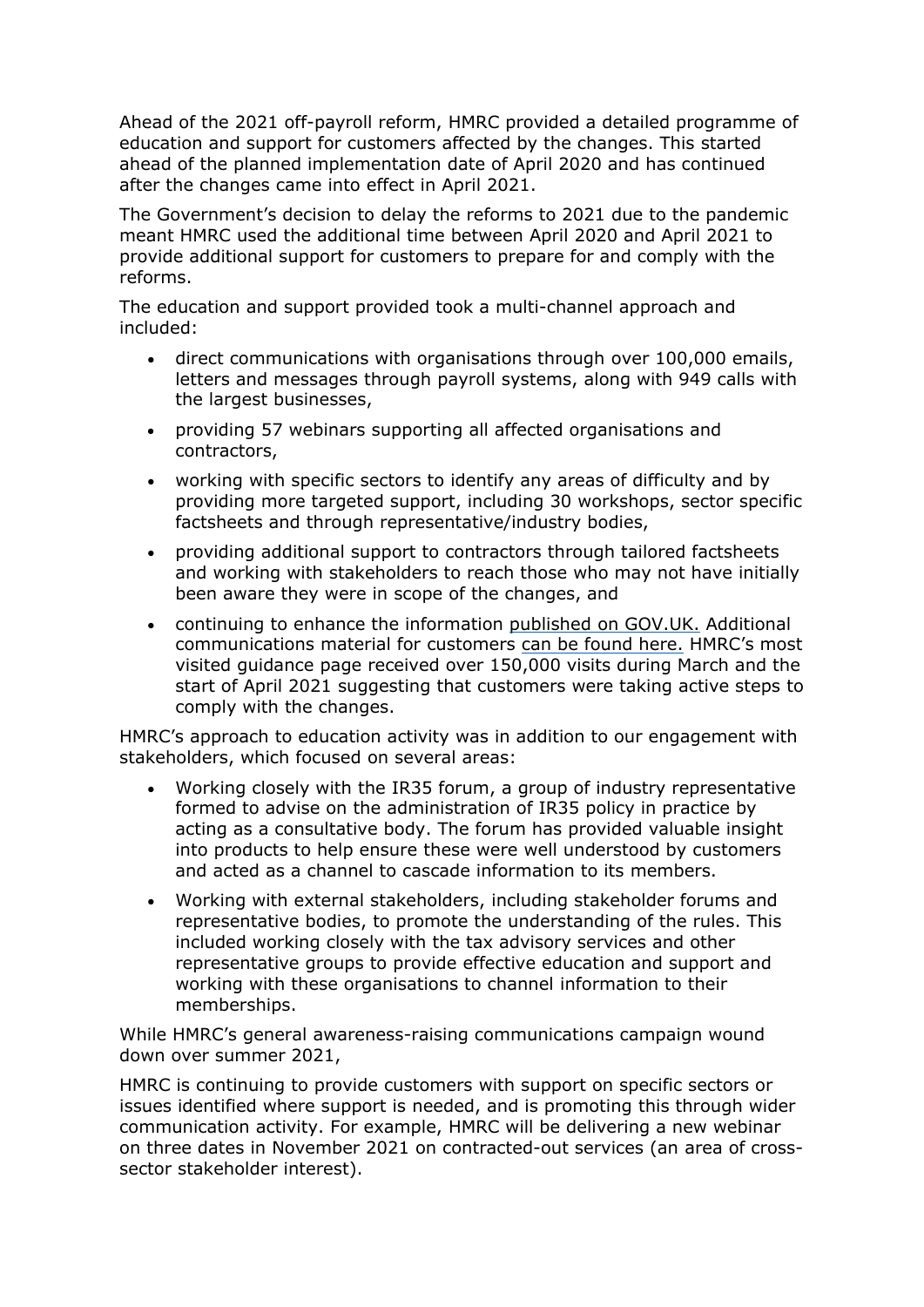Ahead of the 2021 off-payroll reform, HMRC provided a detailed programme of education and support for customers affected by the changes. This started ahead of the planned implementation date of April 2020 and has continued after the changes came into effect in April 2021.

The Government's decision to delay the reforms to 2021 due to the pandemic meant HMRC used the additional time between April 2020 and April 2021 to provide additional support for customers to prepare for and comply with the reforms.

The education and support provided took a multi-channel approach and included:

- direct communications with organisations through over 100,000 emails, letters and messages through payroll systems, along with 949 calls with the largest businesses,
- providing 57 webinars supporting all affected organisations and contractors,
- working with specific sectors to identify any areas of difficulty and by providing more targeted support, including 30 workshops, sector specific factsheets and through representative/industry bodies,
- providing additional support to contractors through tailored factsheets and working with stakeholders to reach those who may not have initially been aware they were in scope of the changes, and
- continuing to enhance the information published on GOV.UK. Additional communications material for customers can be found here. HMRC's most visited guidance page received over 150,000 visits during March and the start of April 2021 suggesting that customers were taking active steps to comply with the changes.

HMRC's approach to education activity was in addition to our engagement with stakeholders, which focused on several areas:

- Working closely with the IR35 forum, a group of industry representative formed to advise on the administration of IR35 policy in practice by acting as a consultative body. The forum has provided valuable insight into products to help ensure these were well understood by customers and acted as a channel to cascade information to its members.
- Working with external stakeholders, including stakeholder forums and representative bodies, to promote the understanding of the rules. This included working closely with the tax advisory services and other representative groups to provide effective education and support and working with these organisations to channel information to their memberships.

While HMRC's general awareness-raising communications campaign wound down over summer 2021,

HMRC is continuing to provide customers with support on specific sectors or issues identified where support is needed, and is promoting this through wider communication activity. For example, HMRC will be delivering a new webinar on three dates in November 2021 on contracted-out services (an area of cross-sector stakeholder interest).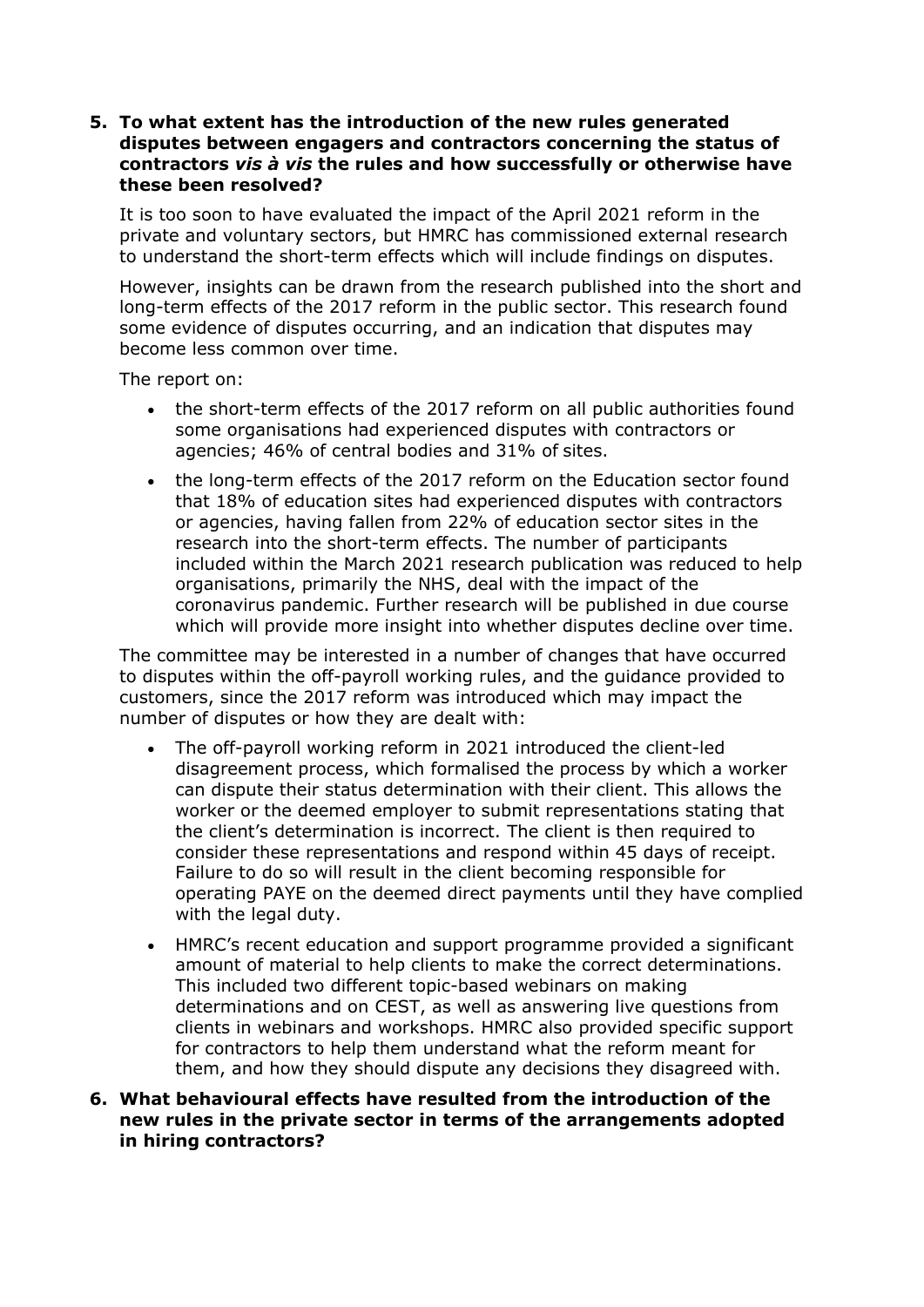**5. To what extent has the introduction of the new rules generated disputes between engagers and contractors concerning the status of contractors *vis à vis* the rules and how successfully or otherwise have these been resolved?**

It is too soon to have evaluated the impact of the April 2021 reform in the private and voluntary sectors, but HMRC has commissioned external research to understand the short-term effects which will include findings on disputes.

However, insights can be drawn from the research published into the short and long-term effects of the 2017 reform in the public sector. This research found some evidence of disputes occurring, and an indication that disputes may become less common over time.

The report on:

- the short-term effects of the 2017 reform on all public authorities found some organisations had experienced disputes with contractors or agencies; 46% of central bodies and 31% of sites.
- the long-term effects of the 2017 reform on the Education sector found that 18% of education sites had experienced disputes with contractors or agencies, having fallen from 22% of education sector sites in the research into the short-term effects. The number of participants included within the March 2021 research publication was reduced to help organisations, primarily the NHS, deal with the impact of the coronavirus pandemic. Further research will be published in due course which will provide more insight into whether disputes decline over time.

The committee may be interested in a number of changes that have occurred to disputes within the off-payroll working rules, and the guidance provided to customers, since the 2017 reform was introduced which may impact the number of disputes or how they are dealt with:

- The off-payroll working reform in 2021 introduced the client-led disagreement process, which formalised the process by which a worker can dispute their status determination with their client. This allows the worker or the deemed employer to submit representations stating that the client's determination is incorrect. The client is then required to consider these representations and respond within 45 days of receipt. Failure to do so will result in the client becoming responsible for operating PAYE on the deemed direct payments until they have complied with the legal duty.
- HMRC's recent education and support programme provided a significant amount of material to help clients to make the correct determinations. This included two different topic-based webinars on making determinations and on CEST, as well as answering live questions from clients in webinars and workshops. HMRC also provided specific support for contractors to help them understand what the reform meant for them, and how they should dispute any decisions they disagreed with.

**6. What behavioural effects have resulted from the introduction of the new rules in the private sector in terms of the arrangements adopted in hiring contractors?**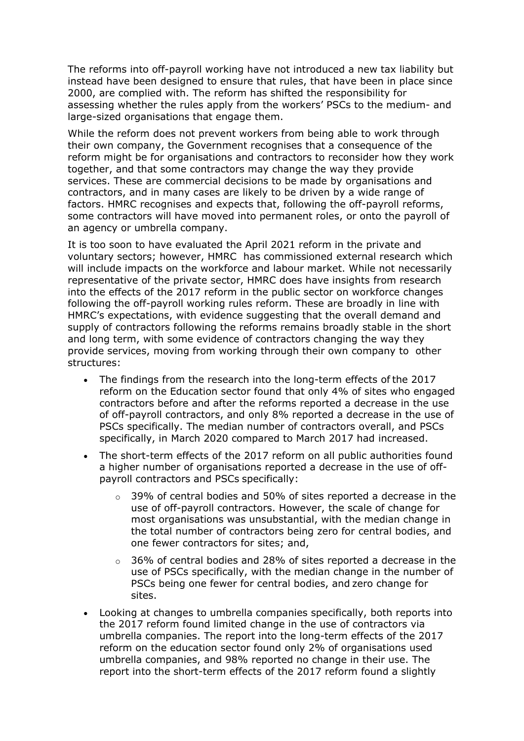The reforms into off-payroll working have not introduced a new tax liability but instead have been designed to ensure that rules, that have been in place since 2000, are complied with. The reform has shifted the responsibility for assessing whether the rules apply from the workers' PSCs to the medium- and large-sized organisations that engage them.

While the reform does not prevent workers from being able to work through their own company, the Government recognises that a consequence of the reform might be for organisations and contractors to reconsider how they work together, and that some contractors may change the way they provide services. These are commercial decisions to be made by organisations and contractors, and in many cases are likely to be driven by a wide range of factors. HMRC recognises and expects that, following the off-payroll reforms, some contractors will have moved into permanent roles, or onto the payroll of an agency or umbrella company.

It is too soon to have evaluated the April 2021 reform in the private and voluntary sectors; however, HMRC has commissioned external research which will include impacts on the workforce and labour market. While not necessarily representative of the private sector, HMRC does have insights from research into the effects of the 2017 reform in the public sector on workforce changes following the off-payroll working rules reform. These are broadly in line with HMRC's expectations, with evidence suggesting that the overall demand and supply of contractors following the reforms remains broadly stable in the short and long term, with some evidence of contractors changing the way they provide services, moving from working through their own company to other structures:

- The findings from the research into the long-term effects of the 2017 reform on the Education sector found that only 4% of sites who engaged contractors before and after the reforms reported a decrease in the use of off-payroll contractors, and only 8% reported a decrease in the use of PSCs specifically. The median number of contractors overall, and PSCs specifically, in March 2020 compared to March 2017 had increased.
- The short-term effects of the 2017 reform on all public authorities found a higher number of organisations reported a decrease in the use of off-payroll contractors and PSCs specifically:
  - 39% of central bodies and 50% of sites reported a decrease in the use of off-payroll contractors. However, the scale of change for most organisations was unsubstantial, with the median change in the total number of contractors being zero for central bodies, and one fewer contractors for sites; and,
  - 36% of central bodies and 28% of sites reported a decrease in the use of PSCs specifically, with the median change in the number of PSCs being one fewer for central bodies, and zero change for sites.
- Looking at changes to umbrella companies specifically, both reports into the 2017 reform found limited change in the use of contractors via umbrella companies. The report into the long-term effects of the 2017 reform on the education sector found only 2% of organisations used umbrella companies, and 98% reported no change in their use. The report into the short-term effects of the 2017 reform found a slightly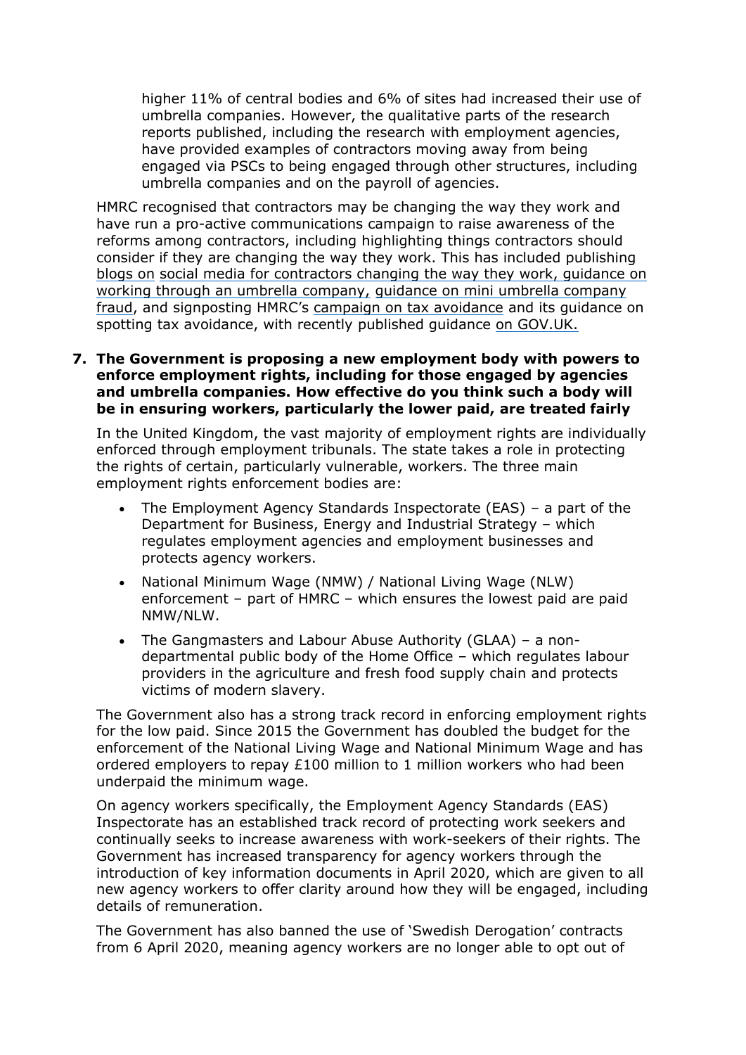higher 11% of central bodies and 6% of sites had increased their use of umbrella companies. However, the qualitative parts of the research reports published, including the research with employment agencies, have provided examples of contractors moving away from being engaged via PSCs to being engaged through other structures, including umbrella companies and on the payroll of agencies.

HMRC recognised that contractors may be changing the way they work and have run a pro-active communications campaign to raise awareness of the reforms among contractors, including highlighting things contractors should consider if they are changing the way they work. This has included publishing blogs on social media for contractors changing the way they work, guidance on working through an umbrella company, guidance on mini umbrella company fraud, and signposting HMRC's campaign on tax avoidance and its guidance on spotting tax avoidance, with recently published guidance on GOV.UK.

**7. The Government is proposing a new employment body with powers to enforce employment rights, including for those engaged by agencies and umbrella companies. How effective do you think such a body will be in ensuring workers, particularly the lower paid, are treated fairly**

In the United Kingdom, the vast majority of employment rights are individually enforced through employment tribunals. The state takes a role in protecting the rights of certain, particularly vulnerable, workers. The three main employment rights enforcement bodies are:

- The Employment Agency Standards Inspectorate (EAS) – a part of the Department for Business, Energy and Industrial Strategy – which regulates employment agencies and employment businesses and protects agency workers.
- National Minimum Wage (NMW) / National Living Wage (NLW) enforcement – part of HMRC – which ensures the lowest paid are paid NMW/NLW.
- The Gangmasters and Labour Abuse Authority (GLAA) – a non-departmental public body of the Home Office – which regulates labour providers in the agriculture and fresh food supply chain and protects victims of modern slavery.

The Government also has a strong track record in enforcing employment rights for the low paid. Since 2015 the Government has doubled the budget for the enforcement of the National Living Wage and National Minimum Wage and has ordered employers to repay £100 million to 1 million workers who had been underpaid the minimum wage.

On agency workers specifically, the Employment Agency Standards (EAS) Inspectorate has an established track record of protecting work seekers and continually seeks to increase awareness with work-seekers of their rights. The Government has increased transparency for agency workers through the introduction of key information documents in April 2020, which are given to all new agency workers to offer clarity around how they will be engaged, including details of remuneration.

The Government has also banned the use of 'Swedish Derogation' contracts from 6 April 2020, meaning agency workers are no longer able to opt out of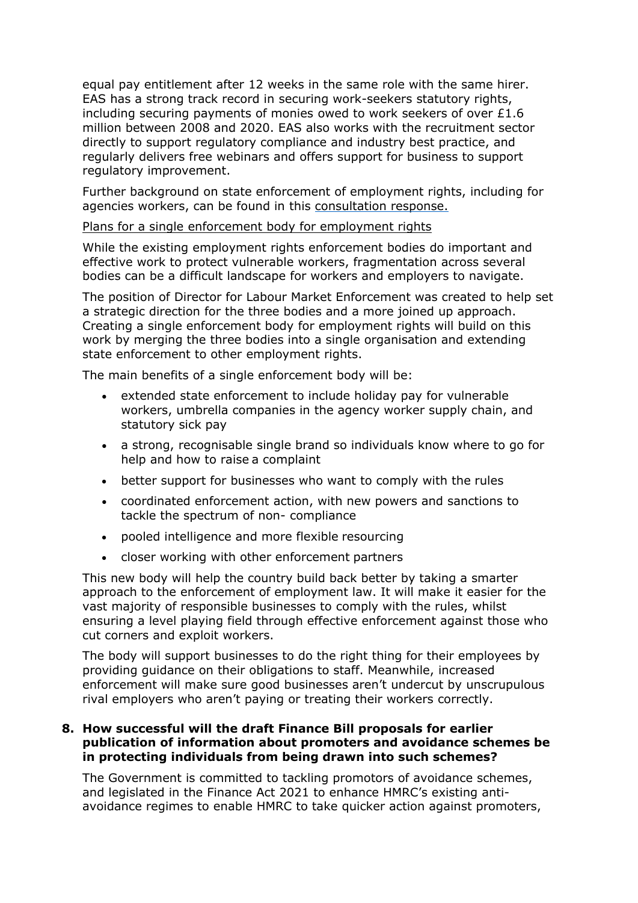equal pay entitlement after 12 weeks in the same role with the same hirer. EAS has a strong track record in securing work-seekers statutory rights, including securing payments of monies owed to work seekers of over £1.6 million between 2008 and 2020. EAS also works with the recruitment sector directly to support regulatory compliance and industry best practice, and regularly delivers free webinars and offers support for business to support regulatory improvement.

Further background on state enforcement of employment rights, including for agencies workers, can be found in this consultation response.

Plans for a single enforcement body for employment rights

While the existing employment rights enforcement bodies do important and effective work to protect vulnerable workers, fragmentation across several bodies can be a difficult landscape for workers and employers to navigate.

The position of Director for Labour Market Enforcement was created to help set a strategic direction for the three bodies and a more joined up approach. Creating a single enforcement body for employment rights will build on this work by merging the three bodies into a single organisation and extending state enforcement to other employment rights.

The main benefits of a single enforcement body will be:

- extended state enforcement to include holiday pay for vulnerable workers, umbrella companies in the agency worker supply chain, and statutory sick pay
- a strong, recognisable single brand so individuals know where to go for help and how to raise a complaint
- better support for businesses who want to comply with the rules
- coordinated enforcement action, with new powers and sanctions to tackle the spectrum of non- compliance
- pooled intelligence and more flexible resourcing
- closer working with other enforcement partners

This new body will help the country build back better by taking a smarter approach to the enforcement of employment law. It will make it easier for the vast majority of responsible businesses to comply with the rules, whilst ensuring a level playing field through effective enforcement against those who cut corners and exploit workers.

The body will support businesses to do the right thing for their employees by providing guidance on their obligations to staff. Meanwhile, increased enforcement will make sure good businesses aren't undercut by unscrupulous rival employers who aren't paying or treating their workers correctly.

**8. How successful will the draft Finance Bill proposals for earlier publication of information about promoters and avoidance schemes be in protecting individuals from being drawn into such schemes?**

The Government is committed to tackling promotors of avoidance schemes, and legislated in the Finance Act 2021 to enhance HMRC's existing anti-avoidance regimes to enable HMRC to take quicker action against promoters,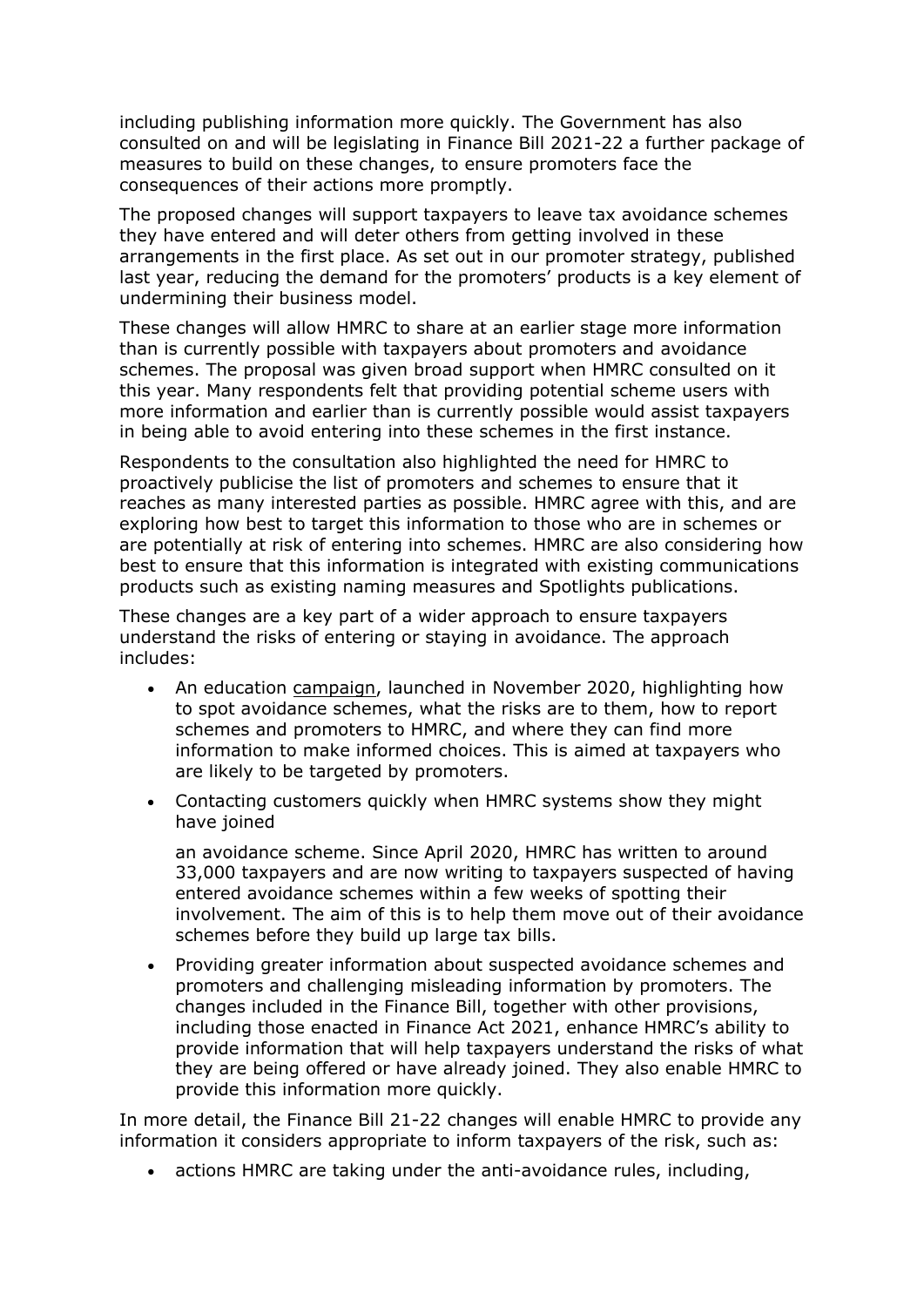including publishing information more quickly. The Government has also consulted on and will be legislating in Finance Bill 2021-22 a further package of measures to build on these changes, to ensure promoters face the consequences of their actions more promptly.

The proposed changes will support taxpayers to leave tax avoidance schemes they have entered and will deter others from getting involved in these arrangements in the first place. As set out in our promoter strategy, published last year, reducing the demand for the promoters' products is a key element of undermining their business model.

These changes will allow HMRC to share at an earlier stage more information than is currently possible with taxpayers about promoters and avoidance schemes. The proposal was given broad support when HMRC consulted on it this year. Many respondents felt that providing potential scheme users with more information and earlier than is currently possible would assist taxpayers in being able to avoid entering into these schemes in the first instance.

Respondents to the consultation also highlighted the need for HMRC to proactively publicise the list of promoters and schemes to ensure that it reaches as many interested parties as possible. HMRC agree with this, and are exploring how best to target this information to those who are in schemes or are potentially at risk of entering into schemes. HMRC are also considering how best to ensure that this information is integrated with existing communications products such as existing naming measures and Spotlights publications.

These changes are a key part of a wider approach to ensure taxpayers understand the risks of entering or staying in avoidance. The approach includes:

- An education campaign, launched in November 2020, highlighting how to spot avoidance schemes, what the risks are to them, how to report schemes and promoters to HMRC, and where they can find more information to make informed choices. This is aimed at taxpayers who are likely to be targeted by promoters.
- Contacting customers quickly when HMRC systems show they might have joined

  an avoidance scheme. Since April 2020, HMRC has written to around 33,000 taxpayers and are now writing to taxpayers suspected of having entered avoidance schemes within a few weeks of spotting their involvement. The aim of this is to help them move out of their avoidance schemes before they build up large tax bills.
- Providing greater information about suspected avoidance schemes and promoters and challenging misleading information by promoters. The changes included in the Finance Bill, together with other provisions, including those enacted in Finance Act 2021, enhance HMRC's ability to provide information that will help taxpayers understand the risks of what they are being offered or have already joined. They also enable HMRC to provide this information more quickly.

In more detail, the Finance Bill 21-22 changes will enable HMRC to provide any information it considers appropriate to inform taxpayers of the risk, such as:

- actions HMRC are taking under the anti-avoidance rules, including,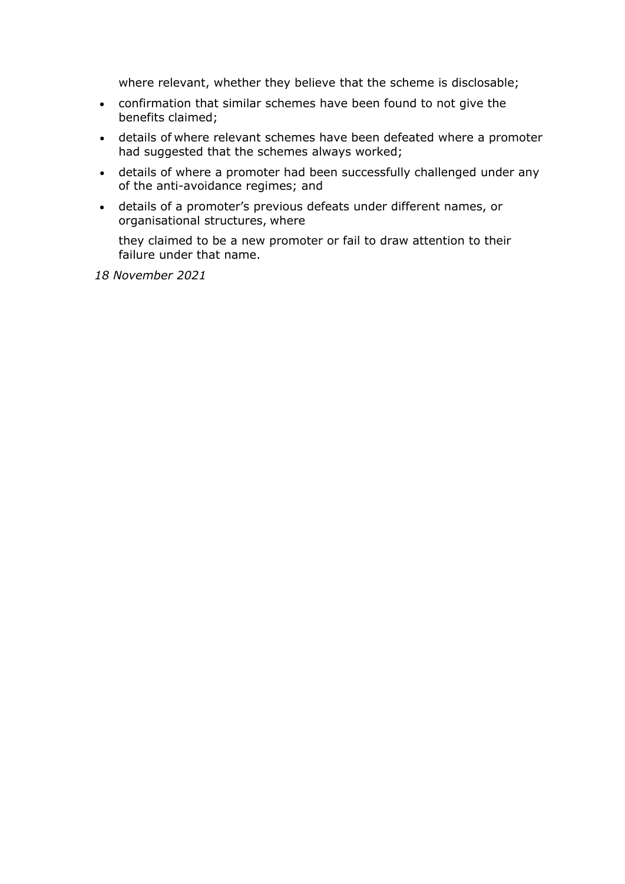where relevant, whether they believe that the scheme is disclosable;

- confirmation that similar schemes have been found to not give the benefits claimed;
- details of where relevant schemes have been defeated where a promoter had suggested that the schemes always worked;
- details of where a promoter had been successfully challenged under any of the anti-avoidance regimes; and
- details of a promoter's previous defeats under different names, or organisational structures, where

  they claimed to be a new promoter or fail to draw attention to their failure under that name.

*18 November 2021*